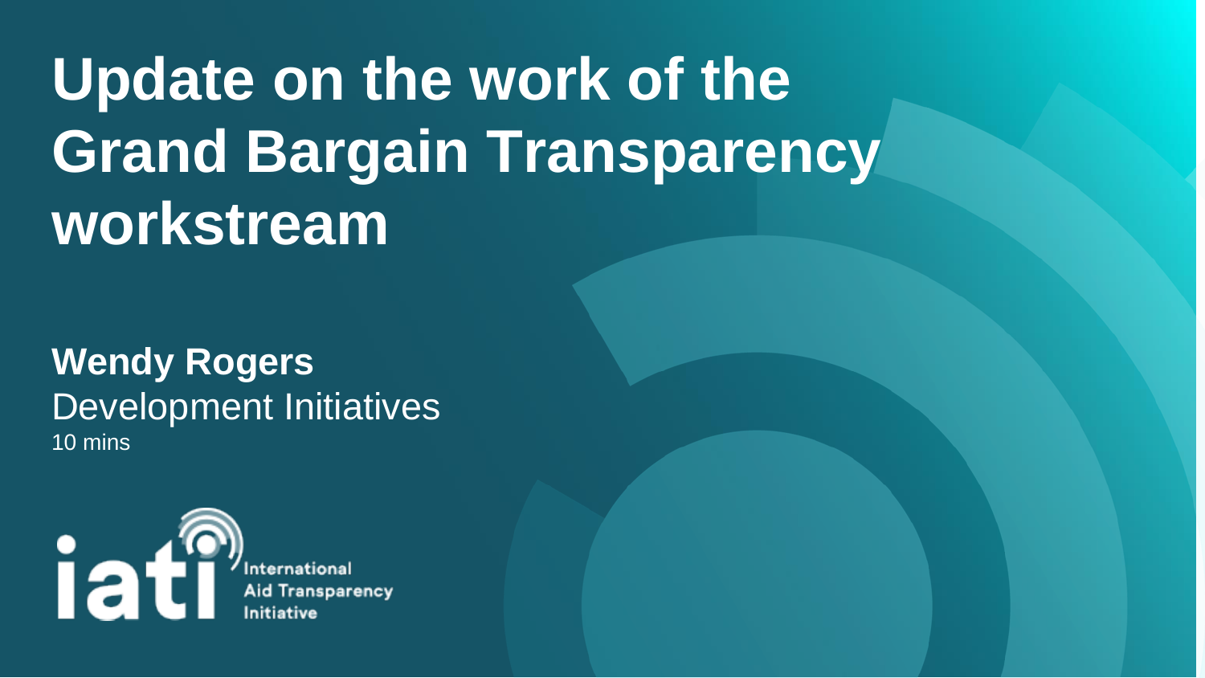# Update on the work of the Grand Bargain Transparency workstream

**Wendy Rogers**
Development Initiatives
10 mins

iati International Aid Transparency Initiative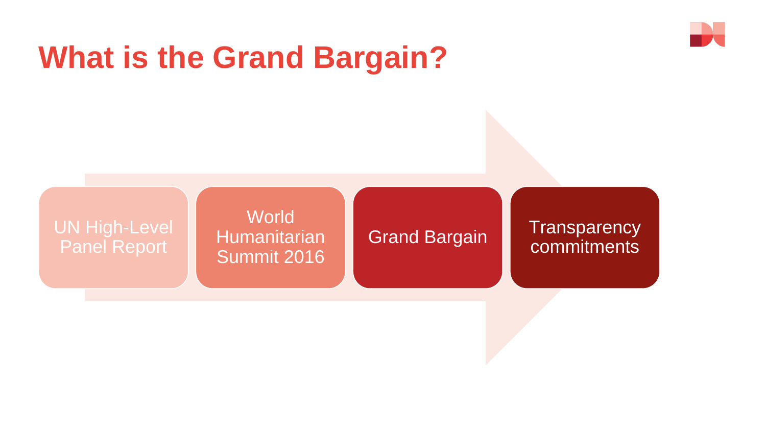# What is the Grand Bargain?

- UN High-Level Panel Report
- World Humanitarian Summit 2016
- Grand Bargain
- Transparency commitments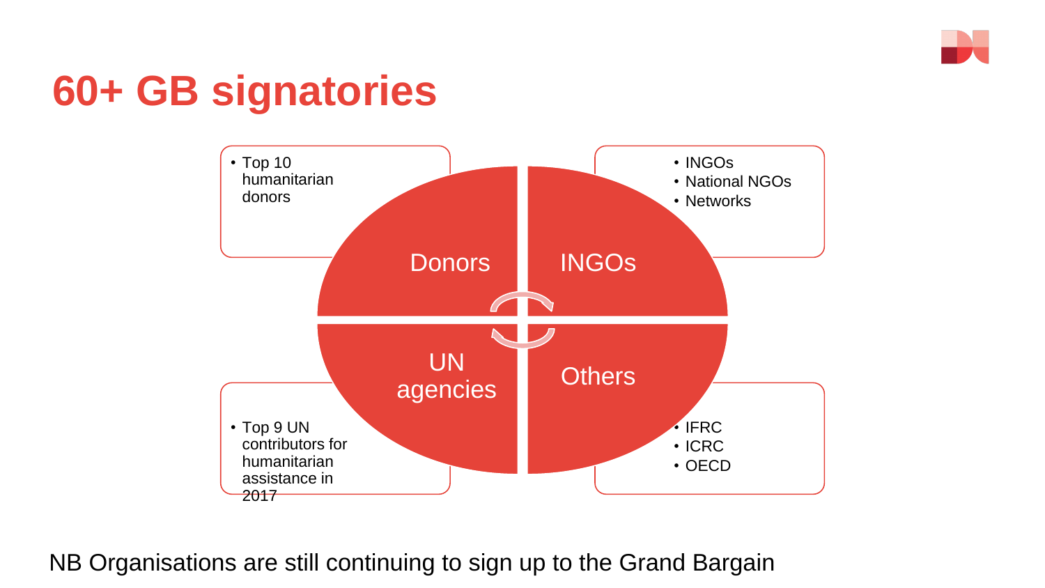# 60+ GB signatories

- Top 10 humanitarian donors

- INGOs
- National NGOs
- Networks

Donors

INGOs

UN agencies

Others

- Top 9 UN contributors for humanitarian assistance in 2017

- IFRC
- ICRC
- OECD

NB Organisations are still continuing to sign up to the Grand Bargain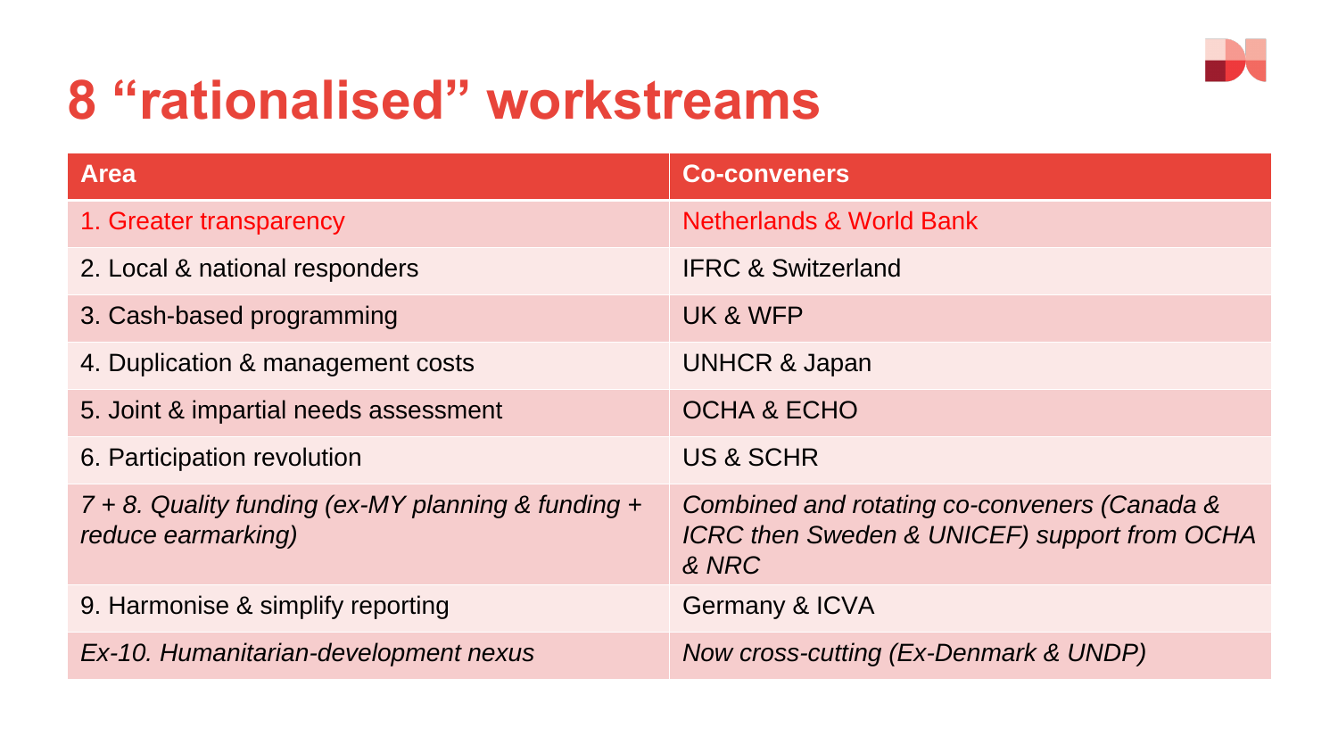# 8 “rationalised” workstreams

| Area | Co-conveners |
| --- | --- |
| 1. Greater transparency | Netherlands & World Bank |
| 2. Local & national responders | IFRC & Switzerland |
| 3. Cash-based programming | UK & WFP |
| 4. Duplication & management costs | UNHCR & Japan |
| 5. Joint & impartial needs assessment | OCHA & ECHO |
| 6. Participation revolution | US & SCHR |
| *7 + 8. Quality funding (ex-MY planning & funding + reduce earmarking)* | *Combined and rotating co-conveners (Canada & ICRC then Sweden & UNICEF) support from OCHA & NRC* |
| 9. Harmonise & simplify reporting | Germany & ICVA |
| *Ex-10. Humanitarian-development nexus* | *Now cross-cutting (Ex-Denmark & UNDP)* |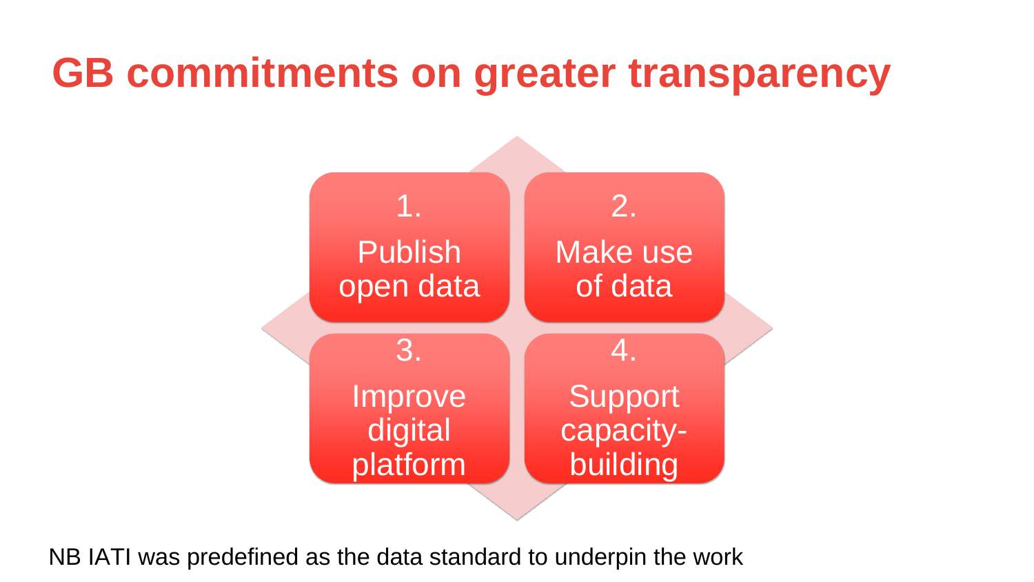# GB commitments on greater transparency

1. Publish open data
2. Make use of data
3. Improve digital platform
4. Support capacity-building

NB IATI was predefined as the data standard to underpin the work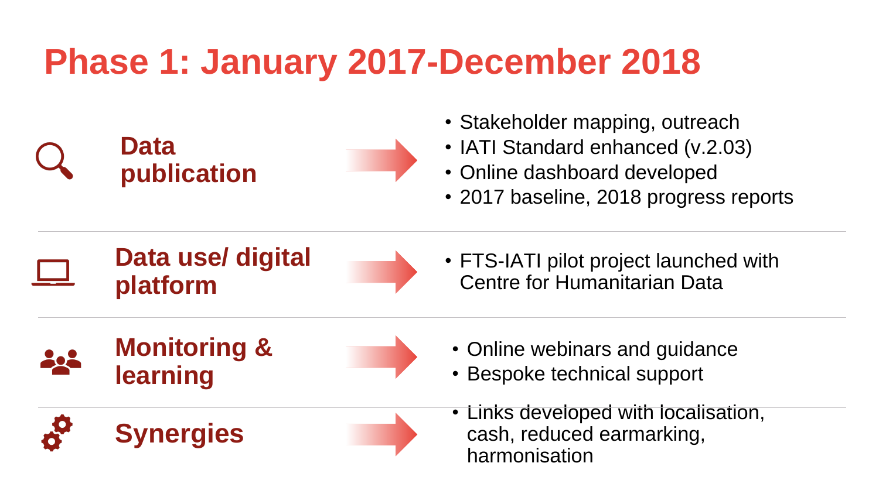# Phase 1: January 2017-December 2018

## Data publication

- Stakeholder mapping, outreach
- IATI Standard enhanced (v.2.03)
- Online dashboard developed
- 2017 baseline, 2018 progress reports

## Data use/ digital platform

- FTS-IATI pilot project launched with Centre for Humanitarian Data

## Monitoring & learning

- Online webinars and guidance
- Bespoke technical support

## Synergies

- Links developed with localisation, cash, reduced earmarking, harmonisation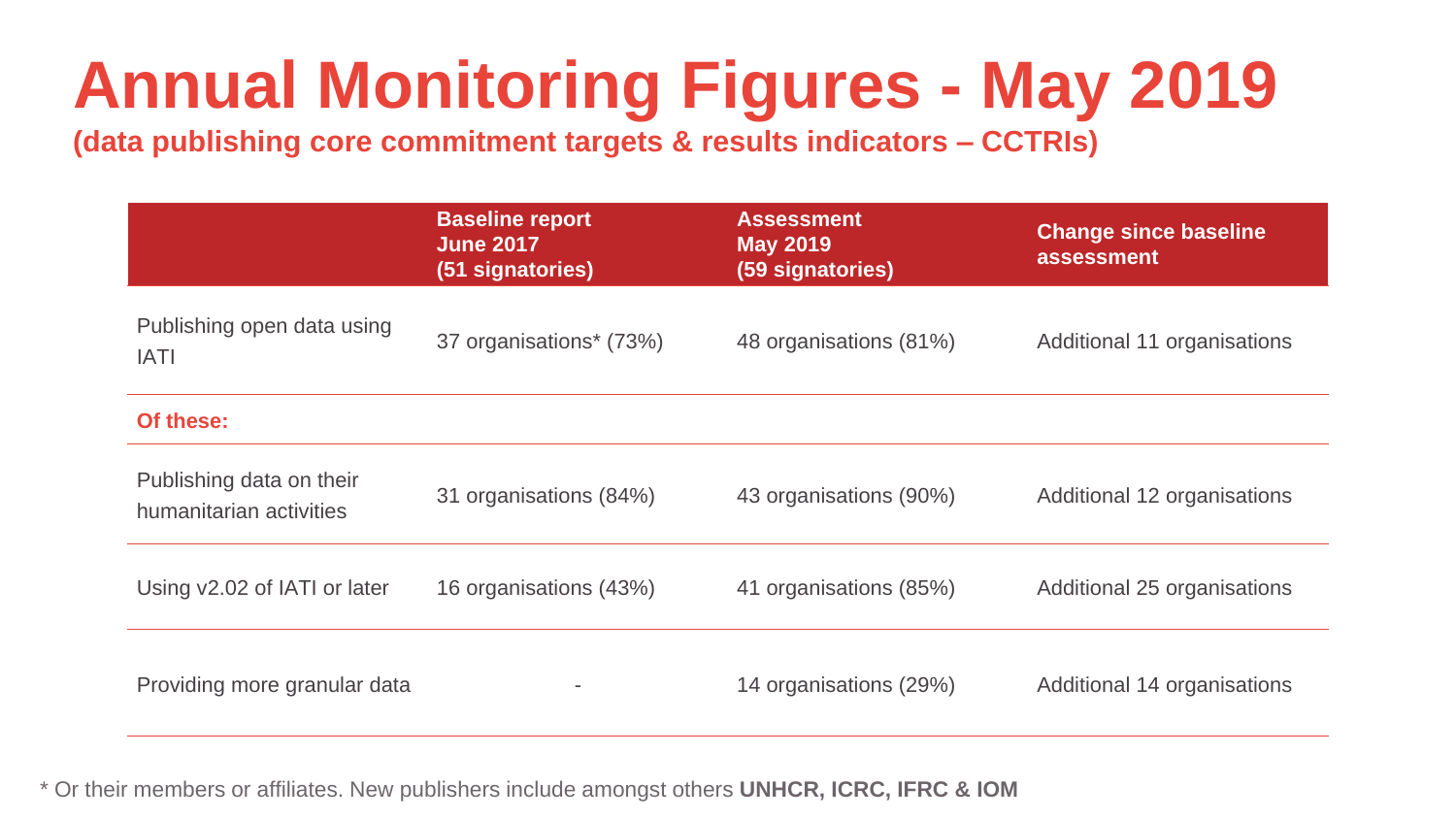# Annual Monitoring Figures - May 2019

**(data publishing core commitment targets & results indicators – CCTRIs)**

| | Baseline report June 2017 (51 signatories) | Assessment May 2019 (59 signatories) | Change since baseline assessment |
|---|---|---|---|
| Publishing open data using IATI | 37 organisations* (73%) | 48 organisations (81%) | Additional 11 organisations |
| **Of these:** | | | |
| Publishing data on their humanitarian activities | 31 organisations (84%) | 43 organisations (90%) | Additional 12 organisations |
| Using v2.02 of IATI or later | 16 organisations (43%) | 41 organisations (85%) | Additional 25 organisations |
| Providing more granular data | - | 14 organisations (29%) | Additional 14 organisations |

\* Or their members or affiliates. New publishers include amongst others **UNHCR, ICRC, IFRC & IOM**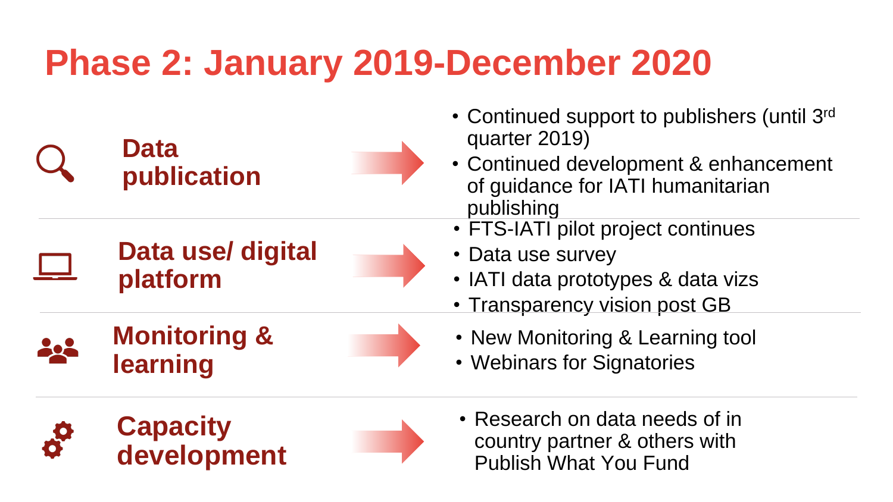# Phase 2: January 2019-December 2020

## Data publication

- Continued support to publishers (until 3rd quarter 2019)
- Continued development & enhancement of guidance for IATI humanitarian publishing

## Data use/ digital platform

- FTS-IATI pilot project continues
- Data use survey
- IATI data prototypes & data vizs
- Transparency vision post GB

## Monitoring & learning

- New Monitoring & Learning tool
- Webinars for Signatories

## Capacity development

- Research on data needs of in country partner & others with Publish What You Fund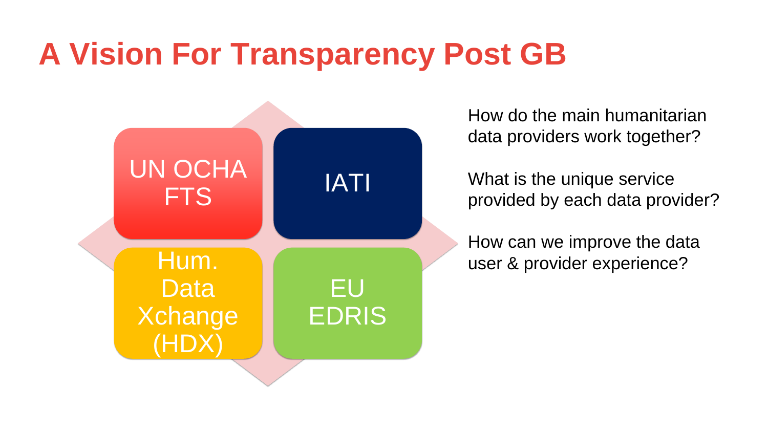# A Vision For Transparency Post GB

UN OCHA FTS

IATI

Hum. Data Xchange (HDX)

EU EDRIS

How do the main humanitarian data providers work together?

What is the unique service provided by each data provider?

How can we improve the data user & provider experience?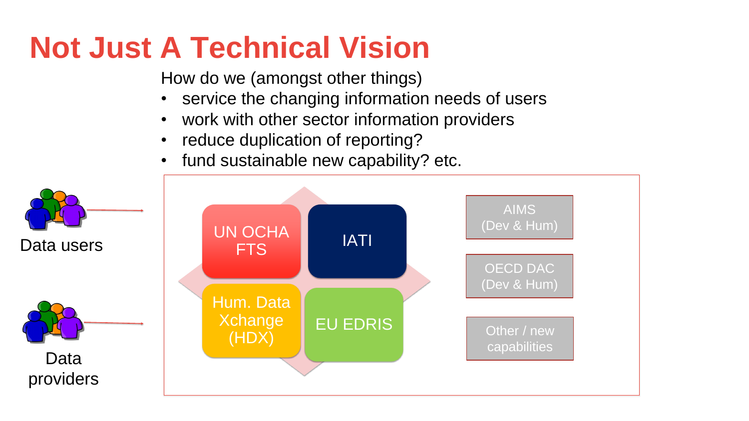# Not Just A Technical Vision

How do we (amongst other things)

- service the changing information needs of users
- work with other sector information providers
- reduce duplication of reporting?
- fund sustainable new capability? etc.

Data users

Data providers

UN OCHA FTS

IATI

Hum. Data Xchange (HDX)

EU EDRIS

AIMS (Dev & Hum)

OECD DAC (Dev & Hum)

Other / new capabilities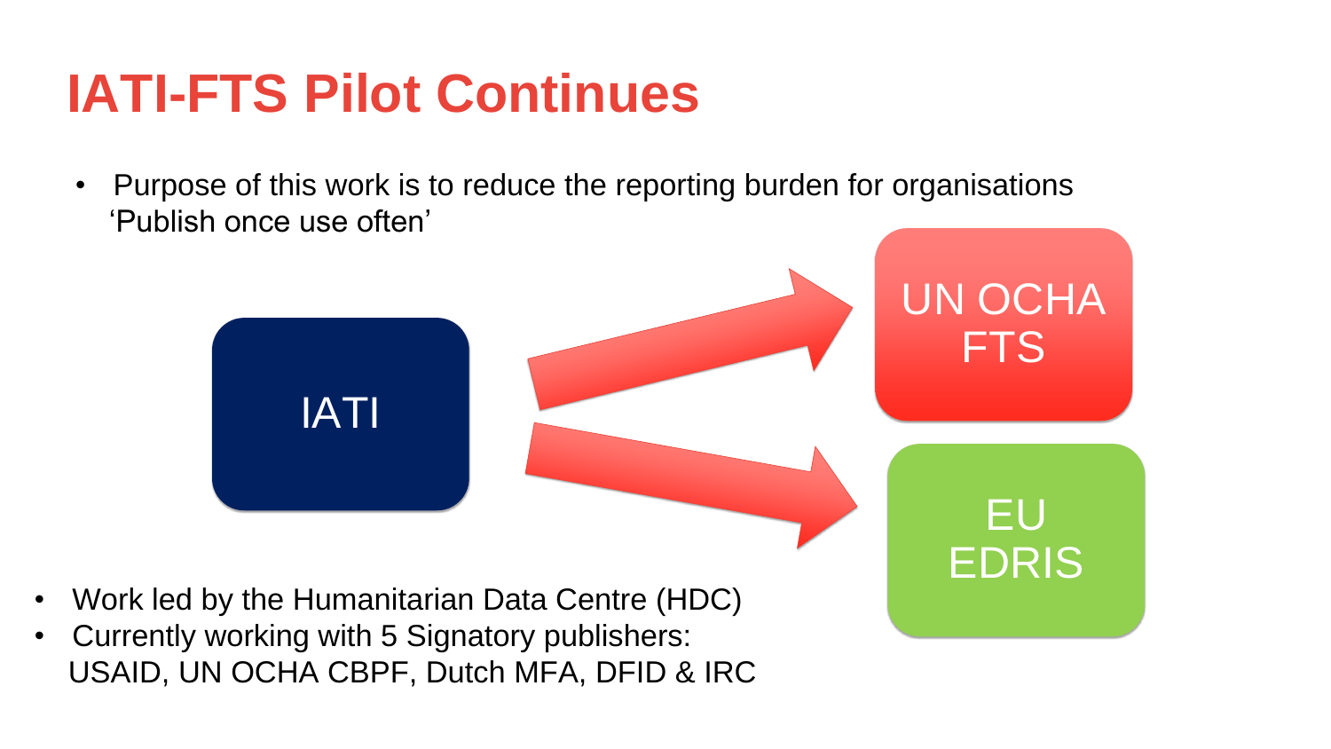# IATI-FTS Pilot Continues

- Purpose of this work is to reduce the reporting burden for organisations 'Publish once use often'

IATI

UN OCHA FTS

EU EDRIS

- Work led by the Humanitarian Data Centre (HDC)
- Currently working with 5 Signatory publishers: USAID, UN OCHA CBPF, Dutch MFA, DFID & IRC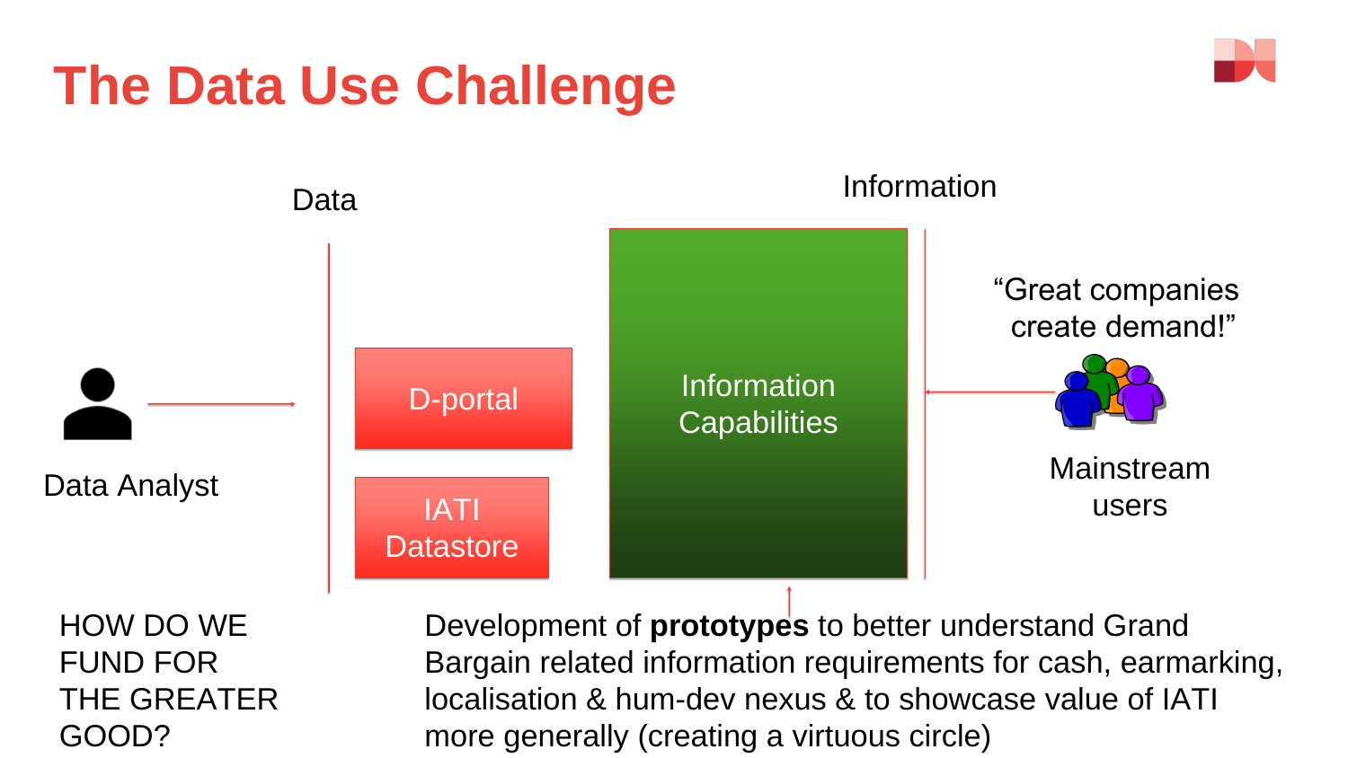# The Data Use Challenge

Data

Information

Data Analyst

D-portal

IATI Datastore

Information Capabilities

"Great companies create demand!"

Mainstream users

HOW DO WE FUND FOR THE GREATER GOOD?

Development of **prototypes** to better understand Grand Bargain related information requirements for cash, earmarking, localisation & hum-dev nexus & to showcase value of IATI more generally (creating a virtuous circle)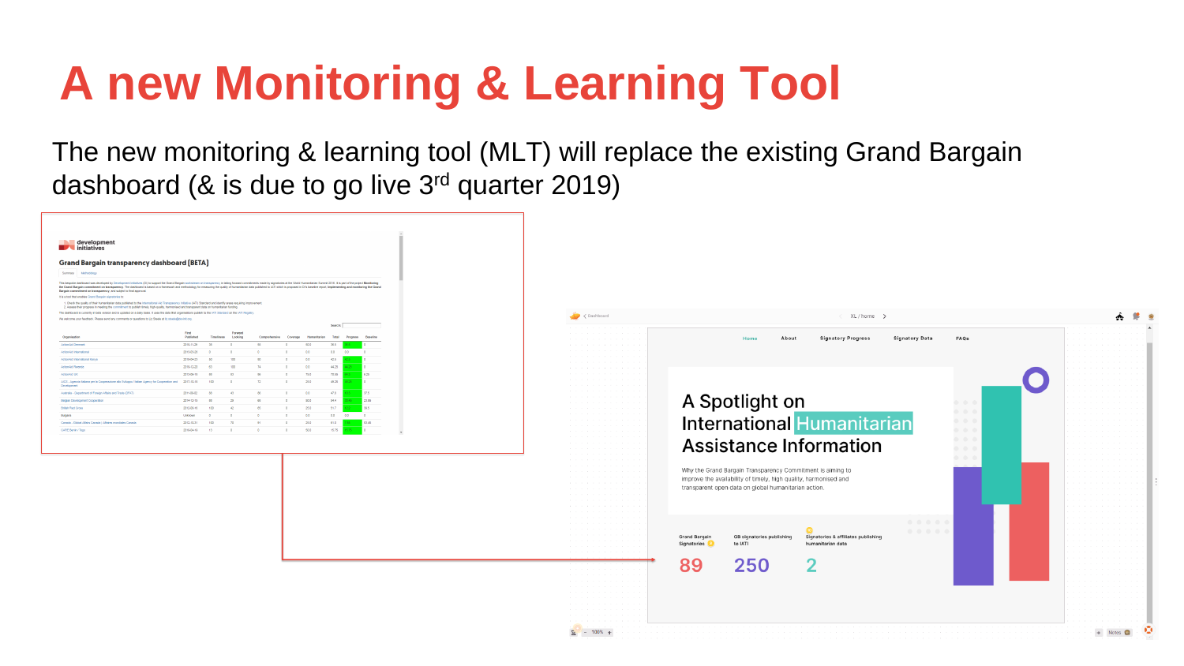# A new Monitoring & Learning Tool

The new monitoring & learning tool (MLT) will replace the existing Grand Bargain dashboard (& is due to go live 3rd quarter 2019)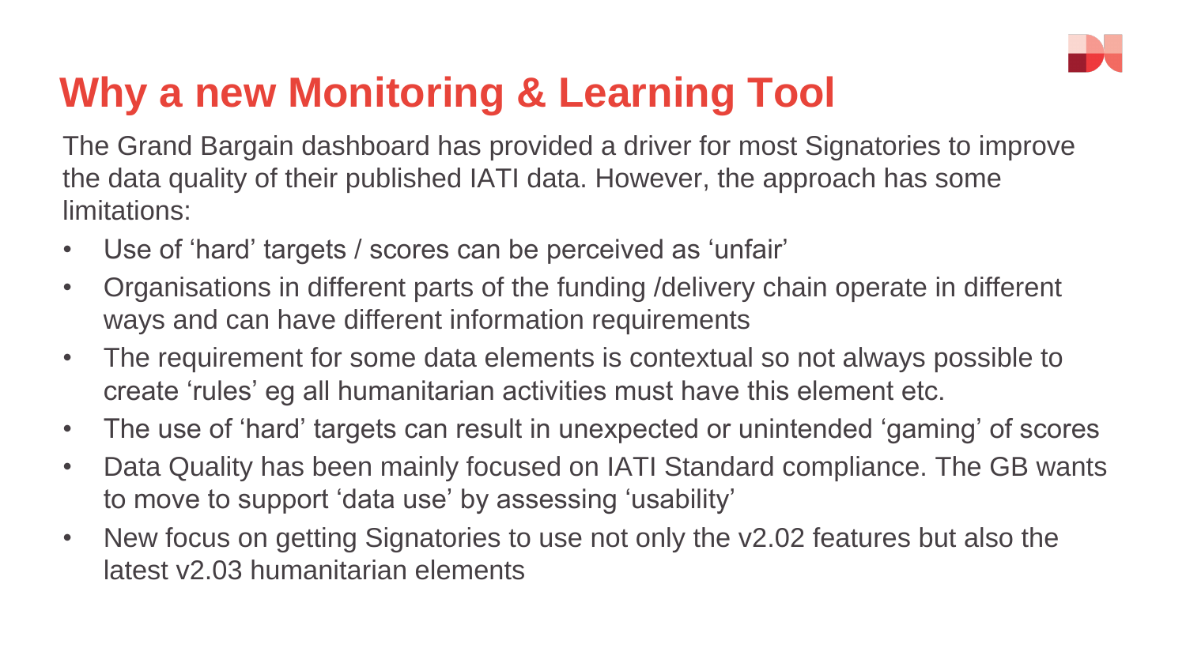# Why a new Monitoring & Learning Tool

The Grand Bargain dashboard has provided a driver for most Signatories to improve the data quality of their published IATI data. However, the approach has some limitations:

- Use of ‘hard’ targets / scores can be perceived as ‘unfair’
- Organisations in different parts of the funding /delivery chain operate in different ways and can have different information requirements
- The requirement for some data elements is contextual so not always possible to create ‘rules’ eg all humanitarian activities must have this element etc.
- The use of ‘hard’ targets can result in unexpected or unintended ‘gaming’ of scores
- Data Quality has been mainly focused on IATI Standard compliance. The GB wants to move to support ‘data use’ by assessing ‘usability’
- New focus on getting Signatories to use not only the v2.02 features but also the latest v2.03 humanitarian elements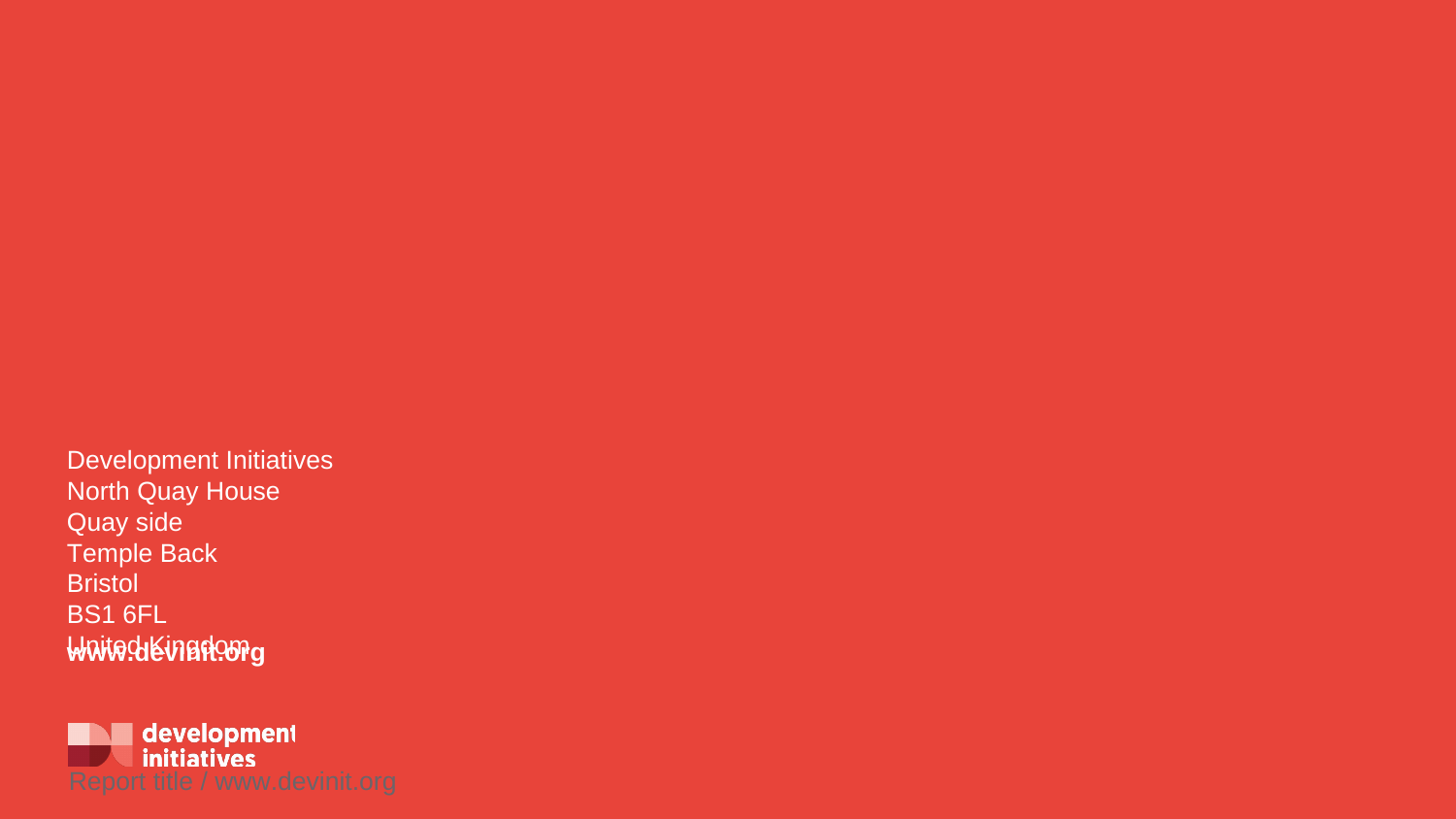Development Initiatives
North Quay House
Quay side
Temple Back
Bristol
BS1 6FL
United Kingdom

**www.devinit.org**

development
initiatives